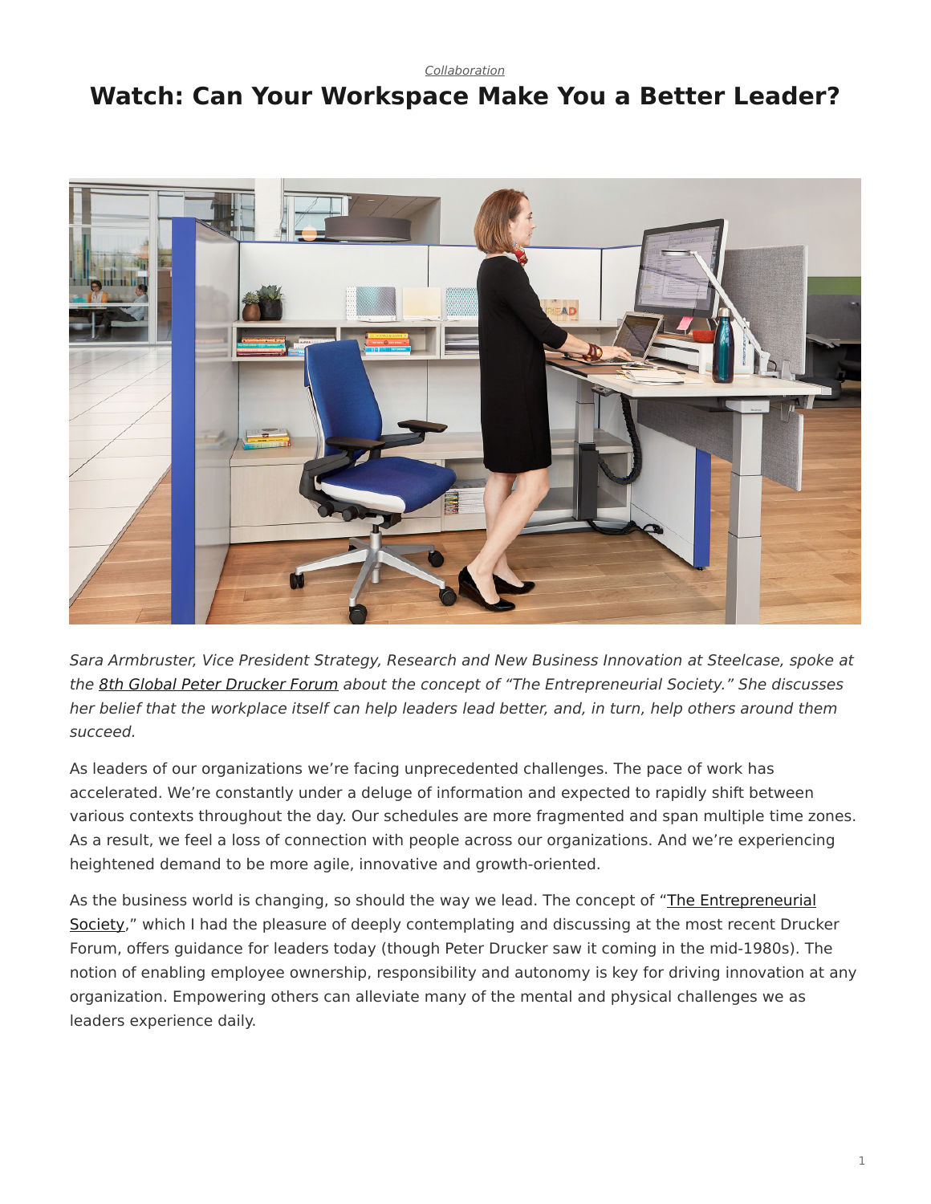*Collaboration*

# Watch: Can Your Workspace Make You a Better Leader?

*Sara Armbruster, Vice President Strategy, Research and New Business Innovation at Steelcase, spoke at the 8th Global Peter Drucker Forum about the concept of "The Entrepreneurial Society." She discusses her belief that the workplace itself can help leaders lead better, and, in turn, help others around them succeed.*

As leaders of our organizations we're facing unprecedented challenges. The pace of work has accelerated. We're constantly under a deluge of information and expected to rapidly shift between various contexts throughout the day. Our schedules are more fragmented and span multiple time zones. As a result, we feel a loss of connection with people across our organizations. And we're experiencing heightened demand to be more agile, innovative and growth-oriented.

As the business world is changing, so should the way we lead. The concept of "The Entrepreneurial Society," which I had the pleasure of deeply contemplating and discussing at the most recent Drucker Forum, offers guidance for leaders today (though Peter Drucker saw it coming in the mid-1980s). The notion of enabling employee ownership, responsibility and autonomy is key for driving innovation at any organization. Empowering others can alleviate many of the mental and physical challenges we as leaders experience daily.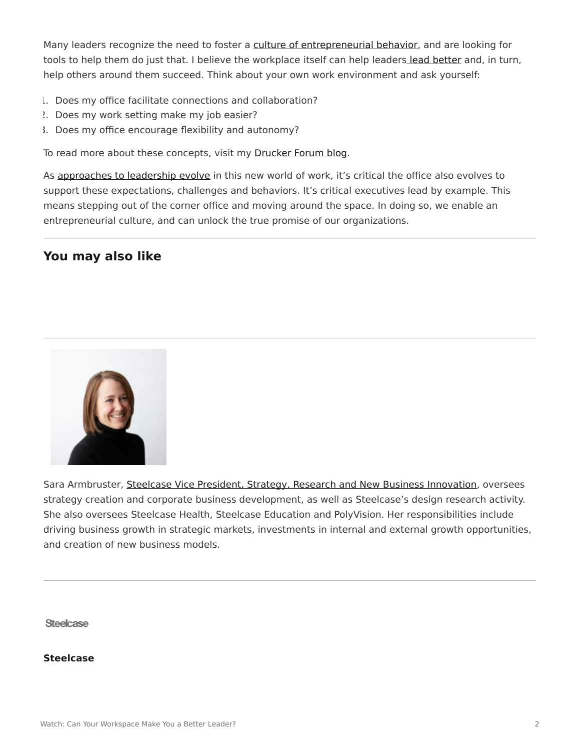Many leaders recognize the need to foster a culture of entrepreneurial behavior, and are looking for tools to help them do just that. I believe the workplace itself can help leaders lead better and, in turn, help others around them succeed. Think about your own work environment and ask yourself:

1. Does my office facilitate connections and collaboration?
2. Does my work setting make my job easier?
3. Does my office encourage flexibility and autonomy?

To read more about these concepts, visit my Drucker Forum blog.

As approaches to leadership evolve in this new world of work, it's critical the office also evolves to support these expectations, challenges and behaviors. It's critical executives lead by example. This means stepping out of the corner office and moving around the space. In doing so, we enable an entrepreneurial culture, and can unlock the true promise of our organizations.

---

## You may also like

---

Sara Armbruster, Steelcase Vice President, Strategy, Research and New Business Innovation, oversees strategy creation and corporate business development, as well as Steelcase's design research activity. She also oversees Steelcase Health, Steelcase Education and PolyVision. Her responsibilities include driving business growth in strategic markets, investments in internal and external growth opportunities, and creation of new business models.

---

Steelcase

**Steelcase**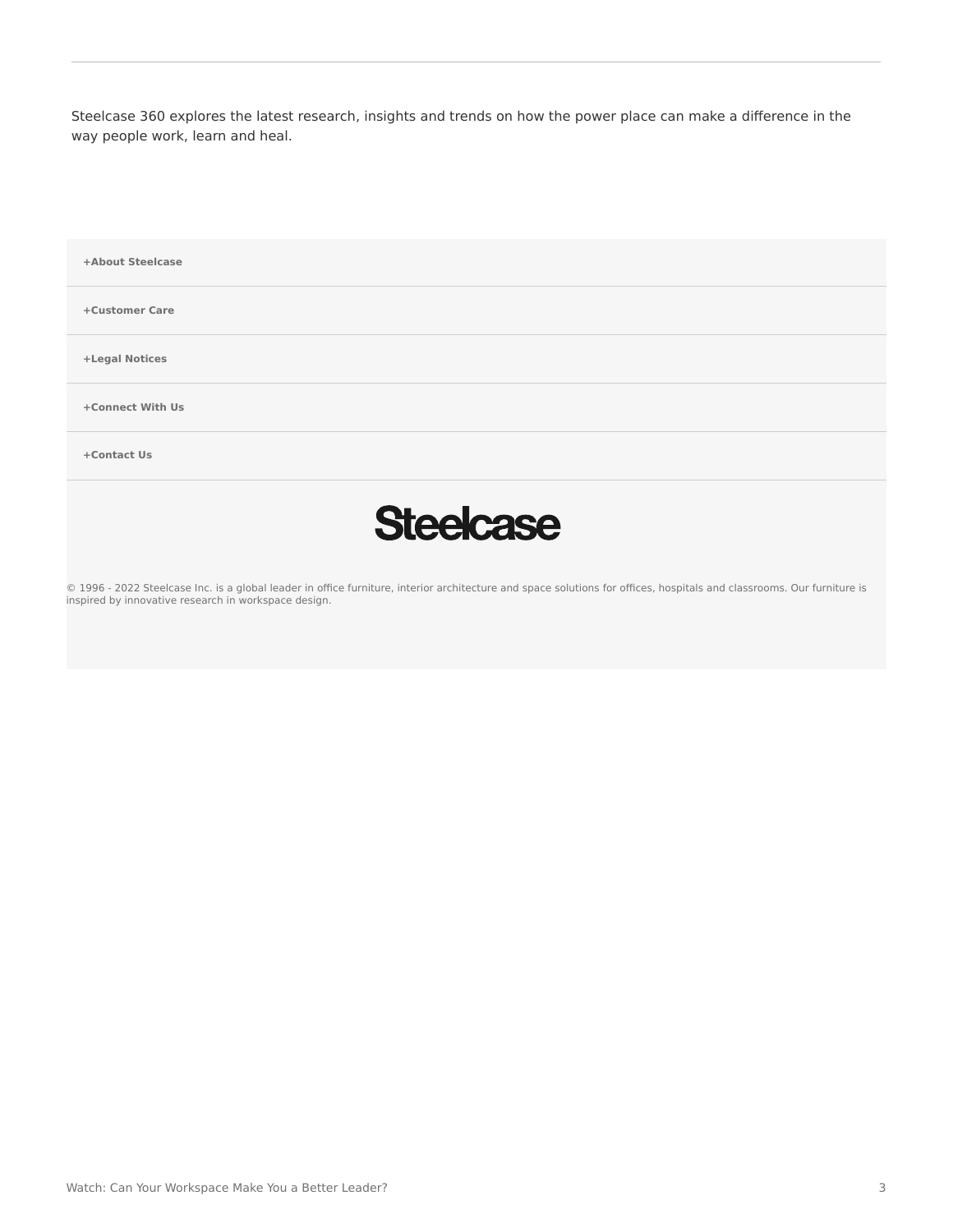Steelcase 360 explores the latest research, insights and trends on how the power place can make a difference in the way people work, learn and heal.

**+About Steelcase**

**+Customer Care**

**+Legal Notices**

**+Connect With Us**

**+Contact Us**

Steelcase

© 1996 - 2022 Steelcase Inc. is a global leader in office furniture, interior architecture and space solutions for offices, hospitals and classrooms. Our furniture is inspired by innovative research in workspace design.